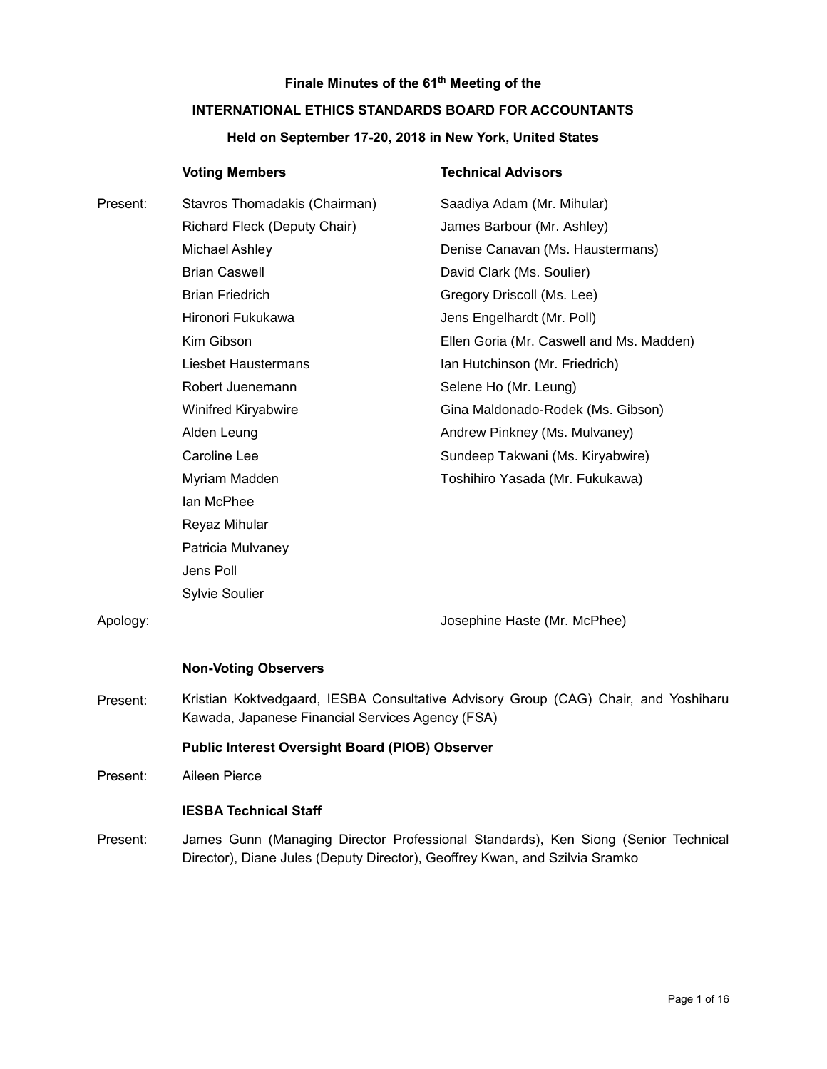**Finale Minutes of the 61th Meeting of the**

**INTERNATIONAL ETHICS STANDARDS BOARD FOR ACCOUNTANTS**

**Held on September 17-20, 2018 in New York, United States**

| | **Voting Members** | **Technical Advisors** |
|---|---|---|
| Present: | Stavros Thomadakis (Chairman) | Saadiya Adam (Mr. Mihular) |
| | Richard Fleck (Deputy Chair) | James Barbour (Mr. Ashley) |
| | Michael Ashley | Denise Canavan (Ms. Haustermans) |
| | Brian Caswell | David Clark (Ms. Soulier) |
| | Brian Friedrich | Gregory Driscoll (Ms. Lee) |
| | Hironori Fukukawa | Jens Engelhardt (Mr. Poll) |
| | Kim Gibson | Ellen Goria (Mr. Caswell and Ms. Madden) |
| | Liesbet Haustermans | Ian Hutchinson (Mr. Friedrich) |
| | Robert Juenemann | Selene Ho (Mr. Leung) |
| | Winifred Kiryabwire | Gina Maldonado-Rodek (Ms. Gibson) |
| | Alden Leung | Andrew Pinkney (Ms. Mulvaney) |
| | Caroline Lee | Sundeep Takwani (Ms. Kiryabwire) |
| | Myriam Madden | Toshihiro Yasada (Mr. Fukukawa) |
| | Ian McPhee | |
| | Reyaz Mihular | |
| | Patricia Mulvaney | |
| | Jens Poll | |
| | Sylvie Soulier | |
| Apology: | | Josephine Haste (Mr. McPhee) |

**Non-Voting Observers**

Present: Kristian Koktvedgaard, IESBA Consultative Advisory Group (CAG) Chair, and Yoshiharu Kawada, Japanese Financial Services Agency (FSA)

**Public Interest Oversight Board (PIOB) Observer**

Present: Aileen Pierce

**IESBA Technical Staff**

Present: James Gunn (Managing Director Professional Standards), Ken Siong (Senior Technical Director), Diane Jules (Deputy Director), Geoffrey Kwan, and Szilvia Sramko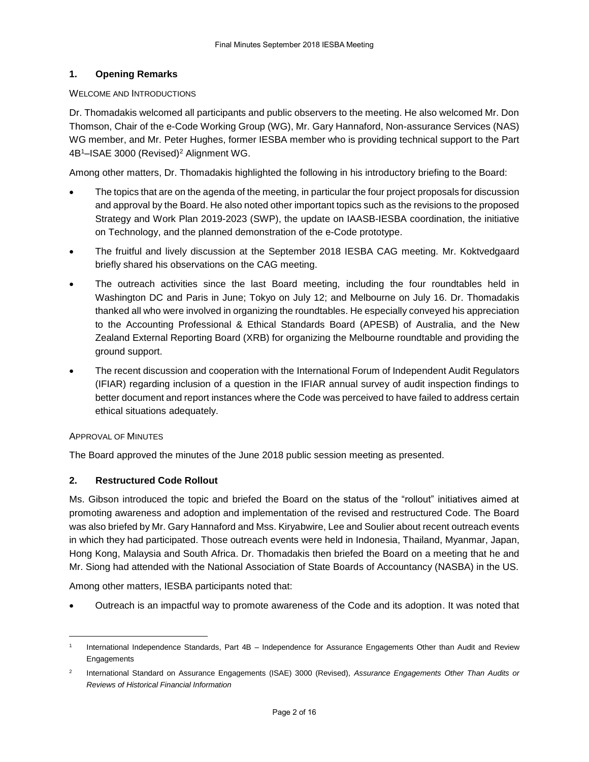## 1. Opening Remarks

WELCOME AND INTRODUCTIONS

Dr. Thomadakis welcomed all participants and public observers to the meeting. He also welcomed Mr. Don Thomson, Chair of the e-Code Working Group (WG), Mr. Gary Hannaford, Non-assurance Services (NAS) WG member, and Mr. Peter Hughes, former IESBA member who is providing technical support to the Part 4B[1]–ISAE 3000 (Revised)[2] Alignment WG.

Among other matters, Dr. Thomadakis highlighted the following in his introductory briefing to the Board:

- The topics that are on the agenda of the meeting, in particular the four project proposals for discussion and approval by the Board. He also noted other important topics such as the revisions to the proposed Strategy and Work Plan 2019-2023 (SWP), the update on IAASB-IESBA coordination, the initiative on Technology, and the planned demonstration of the e-Code prototype.
- The fruitful and lively discussion at the September 2018 IESBA CAG meeting. Mr. Koktvedgaard briefly shared his observations on the CAG meeting.
- The outreach activities since the last Board meeting, including the four roundtables held in Washington DC and Paris in June; Tokyo on July 12; and Melbourne on July 16. Dr. Thomadakis thanked all who were involved in organizing the roundtables. He especially conveyed his appreciation to the Accounting Professional & Ethical Standards Board (APESB) of Australia, and the New Zealand External Reporting Board (XRB) for organizing the Melbourne roundtable and providing the ground support.
- The recent discussion and cooperation with the International Forum of Independent Audit Regulators (IFIAR) regarding inclusion of a question in the IFIAR annual survey of audit inspection findings to better document and report instances where the Code was perceived to have failed to address certain ethical situations adequately.

APPROVAL OF MINUTES

The Board approved the minutes of the June 2018 public session meeting as presented.

## 2. Restructured Code Rollout

Ms. Gibson introduced the topic and briefed the Board on the status of the "rollout" initiatives aimed at promoting awareness and adoption and implementation of the revised and restructured Code. The Board was also briefed by Mr. Gary Hannaford and Mss. Kiryabwire, Lee and Soulier about recent outreach events in which they had participated. Those outreach events were held in Indonesia, Thailand, Myanmar, Japan, Hong Kong, Malaysia and South Africa. Dr. Thomadakis then briefed the Board on a meeting that he and Mr. Siong had attended with the National Association of State Boards of Accountancy (NASBA) in the US.

Among other matters, IESBA participants noted that:

- Outreach is an impactful way to promote awareness of the Code and its adoption. It was noted that

---

[1] International Independence Standards, Part 4B – Independence for Assurance Engagements Other than Audit and Review Engagements

[2] International Standard on Assurance Engagements (ISAE) 3000 (Revised), *Assurance Engagements Other Than Audits or Reviews of Historical Financial Information*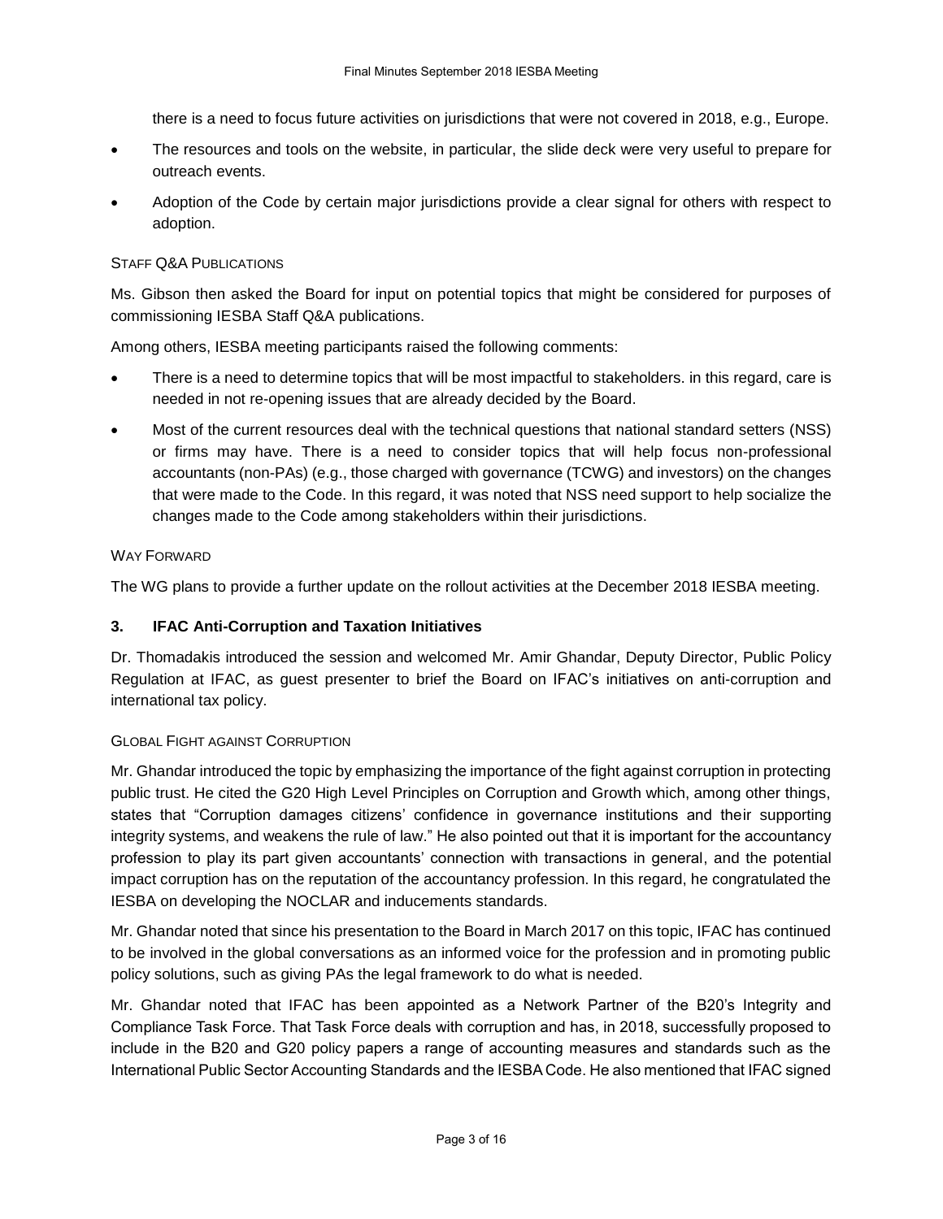there is a need to focus future activities on jurisdictions that were not covered in 2018, e.g., Europe.

- The resources and tools on the website, in particular, the slide deck were very useful to prepare for outreach events.
- Adoption of the Code by certain major jurisdictions provide a clear signal for others with respect to adoption.

#### STAFF Q&A PUBLICATIONS

Ms. Gibson then asked the Board for input on potential topics that might be considered for purposes of commissioning IESBA Staff Q&A publications.

Among others, IESBA meeting participants raised the following comments:

- There is a need to determine topics that will be most impactful to stakeholders. in this regard, care is needed in not re-opening issues that are already decided by the Board.
- Most of the current resources deal with the technical questions that national standard setters (NSS) or firms may have. There is a need to consider topics that will help focus non-professional accountants (non-PAs) (e.g., those charged with governance (TCWG) and investors) on the changes that were made to the Code. In this regard, it was noted that NSS need support to help socialize the changes made to the Code among stakeholders within their jurisdictions.

#### WAY FORWARD

The WG plans to provide a further update on the rollout activities at the December 2018 IESBA meeting.

### 3. IFAC Anti-Corruption and Taxation Initiatives

Dr. Thomadakis introduced the session and welcomed Mr. Amir Ghandar, Deputy Director, Public Policy Regulation at IFAC, as guest presenter to brief the Board on IFAC's initiatives on anti-corruption and international tax policy.

#### GLOBAL FIGHT AGAINST CORRUPTION

Mr. Ghandar introduced the topic by emphasizing the importance of the fight against corruption in protecting public trust. He cited the G20 High Level Principles on Corruption and Growth which, among other things, states that "Corruption damages citizens' confidence in governance institutions and their supporting integrity systems, and weakens the rule of law." He also pointed out that it is important for the accountancy profession to play its part given accountants' connection with transactions in general, and the potential impact corruption has on the reputation of the accountancy profession. In this regard, he congratulated the IESBA on developing the NOCLAR and inducements standards.

Mr. Ghandar noted that since his presentation to the Board in March 2017 on this topic, IFAC has continued to be involved in the global conversations as an informed voice for the profession and in promoting public policy solutions, such as giving PAs the legal framework to do what is needed.

Mr. Ghandar noted that IFAC has been appointed as a Network Partner of the B20's Integrity and Compliance Task Force. That Task Force deals with corruption and has, in 2018, successfully proposed to include in the B20 and G20 policy papers a range of accounting measures and standards such as the International Public Sector Accounting Standards and the IESBA Code. He also mentioned that IFAC signed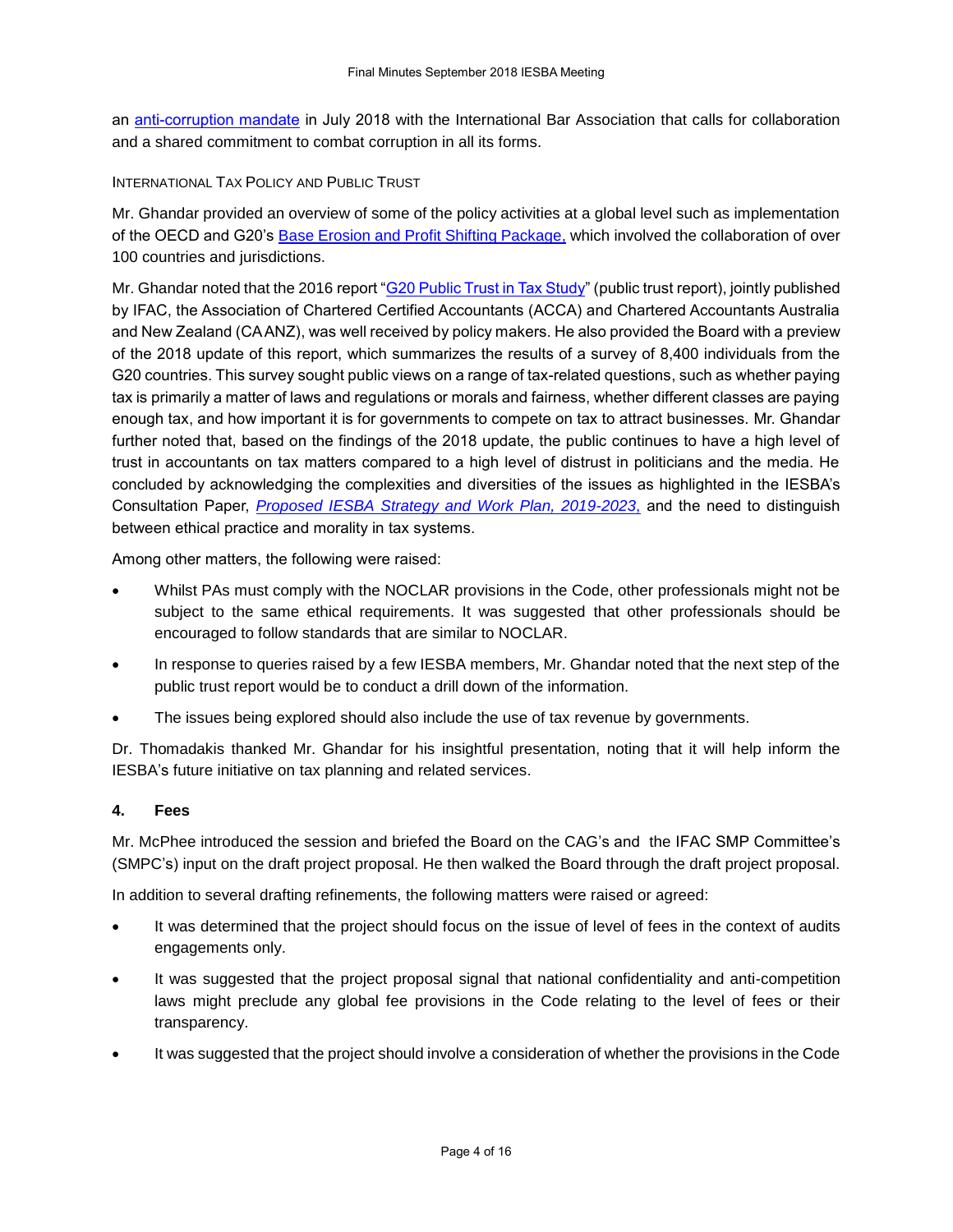an [anti-corruption mandate](#) in July 2018 with the International Bar Association that calls for collaboration and a shared commitment to combat corruption in all its forms.

INTERNATIONAL TAX POLICY AND PUBLIC TRUST

Mr. Ghandar provided an overview of some of the policy activities at a global level such as implementation of the OECD and G20's [Base Erosion and Profit Shifting Package,](#) which involved the collaboration of over 100 countries and jurisdictions.

Mr. Ghandar noted that the 2016 report "[G20 Public Trust in Tax Study](#)" (public trust report), jointly published by IFAC, the Association of Chartered Certified Accountants (ACCA) and Chartered Accountants Australia and New Zealand (CA ANZ), was well received by policy makers. He also provided the Board with a preview of the 2018 update of this report, which summarizes the results of a survey of 8,400 individuals from the G20 countries. This survey sought public views on a range of tax-related questions, such as whether paying tax is primarily a matter of laws and regulations or morals and fairness, whether different classes are paying enough tax, and how important it is for governments to compete on tax to attract businesses. Mr. Ghandar further noted that, based on the findings of the 2018 update, the public continues to have a high level of trust in accountants on tax matters compared to a high level of distrust in politicians and the media. He concluded by acknowledging the complexities and diversities of the issues as highlighted in the IESBA's Consultation Paper, [*Proposed IESBA Strategy and Work Plan, 2019-2023*,](#) and the need to distinguish between ethical practice and morality in tax systems.

Among other matters, the following were raised:

- Whilst PAs must comply with the NOCLAR provisions in the Code, other professionals might not be subject to the same ethical requirements. It was suggested that other professionals should be encouraged to follow standards that are similar to NOCLAR.
- In response to queries raised by a few IESBA members, Mr. Ghandar noted that the next step of the public trust report would be to conduct a drill down of the information.
- The issues being explored should also include the use of tax revenue by governments.

Dr. Thomadakis thanked Mr. Ghandar for his insightful presentation, noting that it will help inform the IESBA's future initiative on tax planning and related services.

### 4. Fees

Mr. McPhee introduced the session and briefed the Board on the CAG's and the IFAC SMP Committee's (SMPC's) input on the draft project proposal. He then walked the Board through the draft project proposal.

In addition to several drafting refinements, the following matters were raised or agreed:

- It was determined that the project should focus on the issue of level of fees in the context of audits engagements only.
- It was suggested that the project proposal signal that national confidentiality and anti-competition laws might preclude any global fee provisions in the Code relating to the level of fees or their transparency.
- It was suggested that the project should involve a consideration of whether the provisions in the Code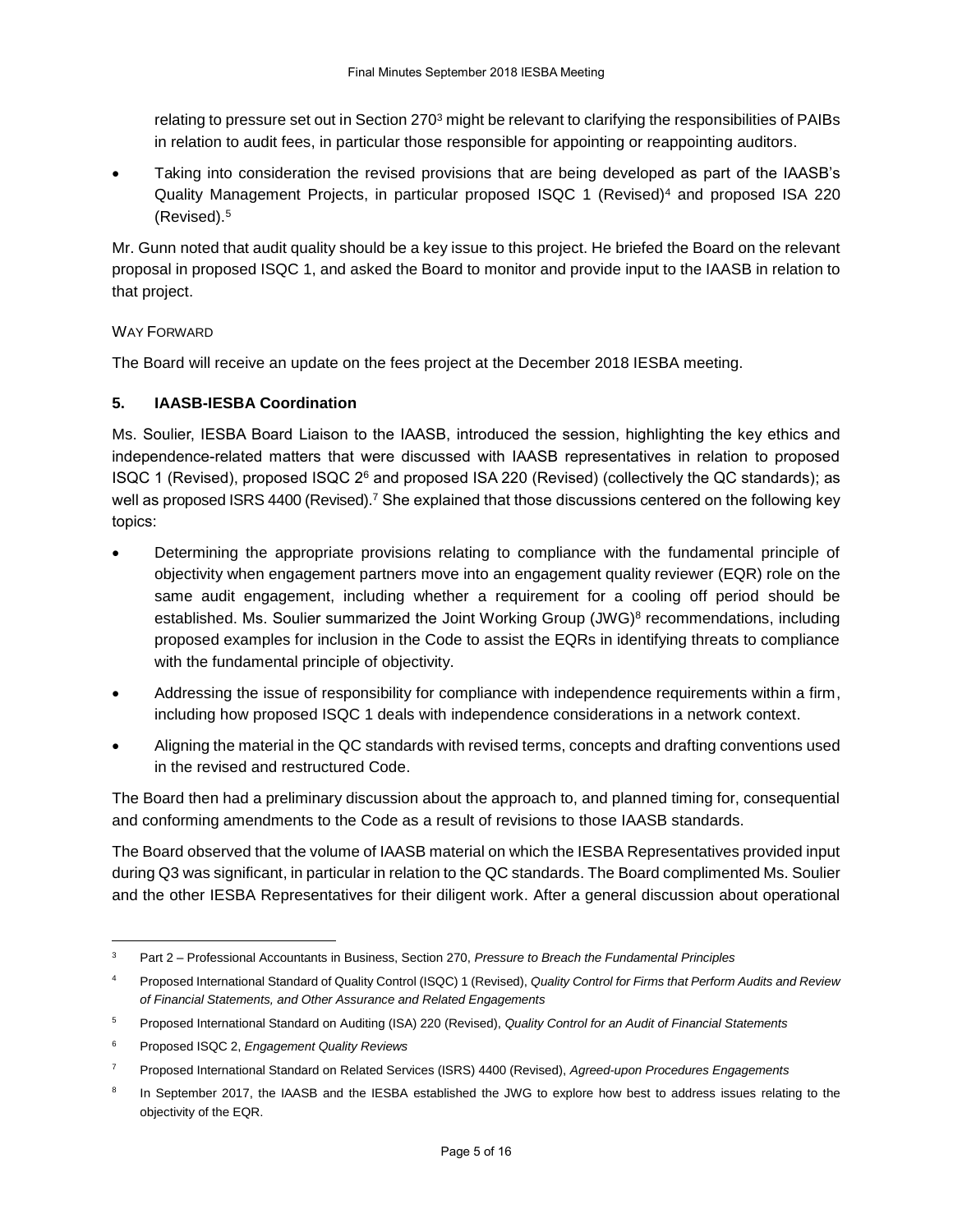relating to pressure set out in Section 270[3] might be relevant to clarifying the responsibilities of PAIBs in relation to audit fees, in particular those responsible for appointing or reappointing auditors.

- Taking into consideration the revised provisions that are being developed as part of the IAASB's Quality Management Projects, in particular proposed ISQC 1 (Revised)[4] and proposed ISA 220 (Revised).[5]

Mr. Gunn noted that audit quality should be a key issue to this project. He briefed the Board on the relevant proposal in proposed ISQC 1, and asked the Board to monitor and provide input to the IAASB in relation to that project.

WAY FORWARD

The Board will receive an update on the fees project at the December 2018 IESBA meeting.

### 5. IAASB-IESBA Coordination

Ms. Soulier, IESBA Board Liaison to the IAASB, introduced the session, highlighting the key ethics and independence-related matters that were discussed with IAASB representatives in relation to proposed ISQC 1 (Revised), proposed ISQC 2[6] and proposed ISA 220 (Revised) (collectively the QC standards); as well as proposed ISRS 4400 (Revised).[7] She explained that those discussions centered on the following key topics:

- Determining the appropriate provisions relating to compliance with the fundamental principle of objectivity when engagement partners move into an engagement quality reviewer (EQR) role on the same audit engagement, including whether a requirement for a cooling off period should be established. Ms. Soulier summarized the Joint Working Group (JWG)[8] recommendations, including proposed examples for inclusion in the Code to assist the EQRs in identifying threats to compliance with the fundamental principle of objectivity.
- Addressing the issue of responsibility for compliance with independence requirements within a firm, including how proposed ISQC 1 deals with independence considerations in a network context.
- Aligning the material in the QC standards with revised terms, concepts and drafting conventions used in the revised and restructured Code.

The Board then had a preliminary discussion about the approach to, and planned timing for, consequential and conforming amendments to the Code as a result of revisions to those IAASB standards.

The Board observed that the volume of IAASB material on which the IESBA Representatives provided input during Q3 was significant, in particular in relation to the QC standards. The Board complimented Ms. Soulier and the other IESBA Representatives for their diligent work. After a general discussion about operational

---

[3] Part 2 – Professional Accountants in Business, Section 270, *Pressure to Breach the Fundamental Principles*

[4] Proposed International Standard of Quality Control (ISQC) 1 (Revised), *Quality Control for Firms that Perform Audits and Review of Financial Statements, and Other Assurance and Related Engagements*

[5] Proposed International Standard on Auditing (ISA) 220 (Revised), *Quality Control for an Audit of Financial Statements*

[6] Proposed ISQC 2, *Engagement Quality Reviews*

[7] Proposed International Standard on Related Services (ISRS) 4400 (Revised), *Agreed-upon Procedures Engagements*

[8] In September 2017, the IAASB and the IESBA established the JWG to explore how best to address issues relating to the objectivity of the EQR.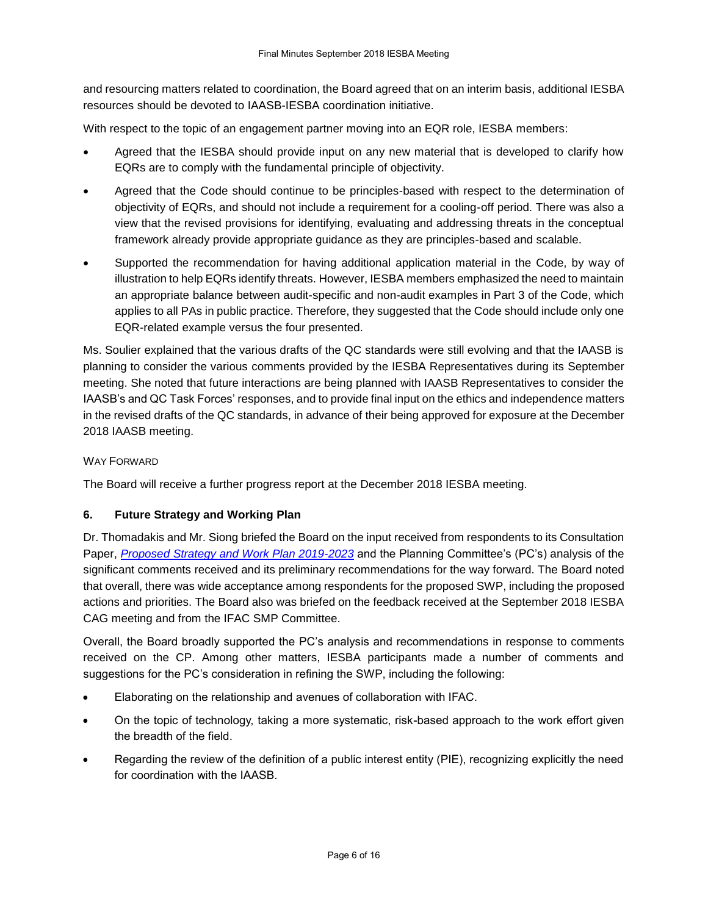and resourcing matters related to coordination, the Board agreed that on an interim basis, additional IESBA resources should be devoted to IAASB-IESBA coordination initiative.

With respect to the topic of an engagement partner moving into an EQR role, IESBA members:

- Agreed that the IESBA should provide input on any new material that is developed to clarify how EQRs are to comply with the fundamental principle of objectivity.
- Agreed that the Code should continue to be principles-based with respect to the determination of objectivity of EQRs, and should not include a requirement for a cooling-off period. There was also a view that the revised provisions for identifying, evaluating and addressing threats in the conceptual framework already provide appropriate guidance as they are principles-based and scalable.
- Supported the recommendation for having additional application material in the Code, by way of illustration to help EQRs identify threats. However, IESBA members emphasized the need to maintain an appropriate balance between audit-specific and non-audit examples in Part 3 of the Code, which applies to all PAs in public practice. Therefore, they suggested that the Code should include only one EQR-related example versus the four presented.

Ms. Soulier explained that the various drafts of the QC standards were still evolving and that the IAASB is planning to consider the various comments provided by the IESBA Representatives during its September meeting. She noted that future interactions are being planned with IAASB Representatives to consider the IAASB's and QC Task Forces' responses, and to provide final input on the ethics and independence matters in the revised drafts of the QC standards, in advance of their being approved for exposure at the December 2018 IAASB meeting.

WAY FORWARD

The Board will receive a further progress report at the December 2018 IESBA meeting.

### 6. Future Strategy and Working Plan

Dr. Thomadakis and Mr. Siong briefed the Board on the input received from respondents to its Consultation Paper, *Proposed Strategy and Work Plan 2019-2023* and the Planning Committee's (PC's) analysis of the significant comments received and its preliminary recommendations for the way forward. The Board noted that overall, there was wide acceptance among respondents for the proposed SWP, including the proposed actions and priorities. The Board also was briefed on the feedback received at the September 2018 IESBA CAG meeting and from the IFAC SMP Committee.

Overall, the Board broadly supported the PC's analysis and recommendations in response to comments received on the CP. Among other matters, IESBA participants made a number of comments and suggestions for the PC's consideration in refining the SWP, including the following:

- Elaborating on the relationship and avenues of collaboration with IFAC.
- On the topic of technology, taking a more systematic, risk-based approach to the work effort given the breadth of the field.
- Regarding the review of the definition of a public interest entity (PIE), recognizing explicitly the need for coordination with the IAASB.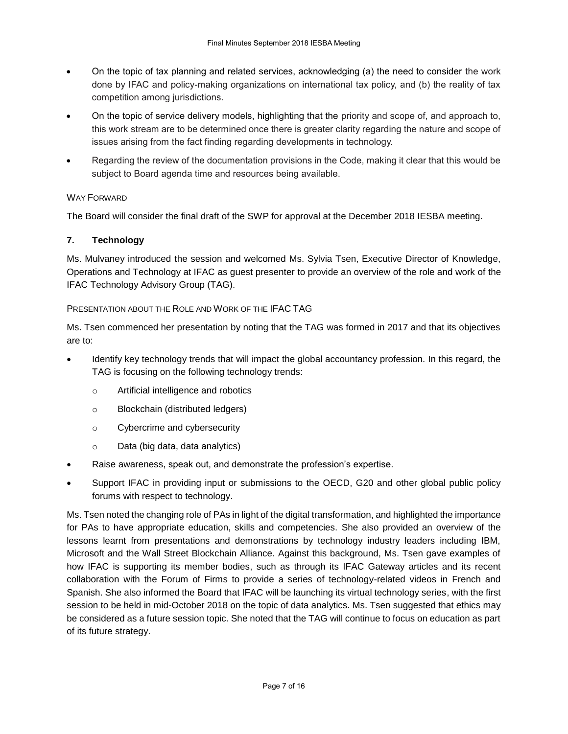- On the topic of tax planning and related services, acknowledging (a) the need to consider the work done by IFAC and policy-making organizations on international tax policy, and (b) the reality of tax competition among jurisdictions.
- On the topic of service delivery models, highlighting that the priority and scope of, and approach to, this work stream are to be determined once there is greater clarity regarding the nature and scope of issues arising from the fact finding regarding developments in technology.
- Regarding the review of the documentation provisions in the Code, making it clear that this would be subject to Board agenda time and resources being available.

WAY FORWARD

The Board will consider the final draft of the SWP for approval at the December 2018 IESBA meeting.

## 7. Technology

Ms. Mulvaney introduced the session and welcomed Ms. Sylvia Tsen, Executive Director of Knowledge, Operations and Technology at IFAC as guest presenter to provide an overview of the role and work of the IFAC Technology Advisory Group (TAG).

PRESENTATION ABOUT THE ROLE AND WORK OF THE IFAC TAG

Ms. Tsen commenced her presentation by noting that the TAG was formed in 2017 and that its objectives are to:

- Identify key technology trends that will impact the global accountancy profession. In this regard, the TAG is focusing on the following technology trends:
  - Artificial intelligence and robotics
  - Blockchain (distributed ledgers)
  - Cybercrime and cybersecurity
  - Data (big data, data analytics)
- Raise awareness, speak out, and demonstrate the profession's expertise.
- Support IFAC in providing input or submissions to the OECD, G20 and other global public policy forums with respect to technology.

Ms. Tsen noted the changing role of PAs in light of the digital transformation, and highlighted the importance for PAs to have appropriate education, skills and competencies. She also provided an overview of the lessons learnt from presentations and demonstrations by technology industry leaders including IBM, Microsoft and the Wall Street Blockchain Alliance. Against this background, Ms. Tsen gave examples of how IFAC is supporting its member bodies, such as through its IFAC Gateway articles and its recent collaboration with the Forum of Firms to provide a series of technology-related videos in French and Spanish. She also informed the Board that IFAC will be launching its virtual technology series, with the first session to be held in mid-October 2018 on the topic of data analytics. Ms. Tsen suggested that ethics may be considered as a future session topic. She noted that the TAG will continue to focus on education as part of its future strategy.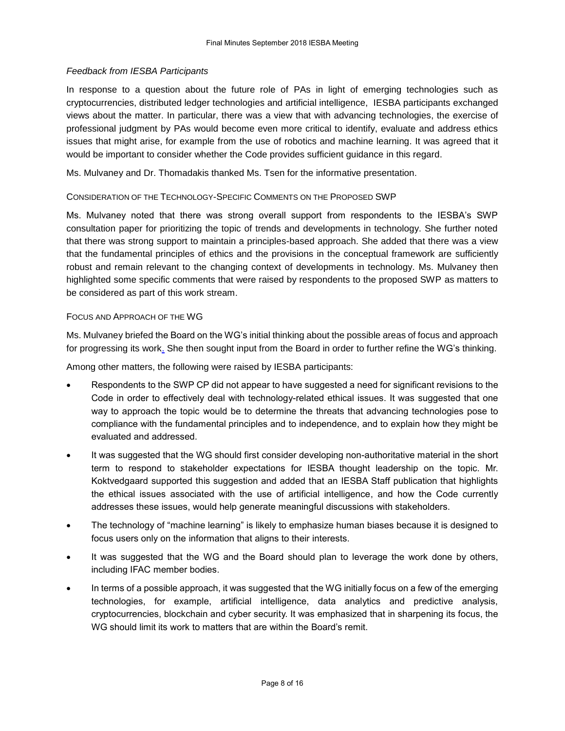*Feedback from IESBA Participants*

In response to a question about the future role of PAs in light of emerging technologies such as cryptocurrencies, distributed ledger technologies and artificial intelligence, IESBA participants exchanged views about the matter. In particular, there was a view that with advancing technologies, the exercise of professional judgment by PAs would become even more critical to identify, evaluate and address ethics issues that might arise, for example from the use of robotics and machine learning. It was agreed that it would be important to consider whether the Code provides sufficient guidance in this regard.

Ms. Mulvaney and Dr. Thomadakis thanked Ms. Tsen for the informative presentation.

#### CONSIDERATION OF THE TECHNOLOGY-SPECIFIC COMMENTS ON THE PROPOSED SWP

Ms. Mulvaney noted that there was strong overall support from respondents to the IESBA's SWP consultation paper for prioritizing the topic of trends and developments in technology. She further noted that there was strong support to maintain a principles-based approach. She added that there was a view that the fundamental principles of ethics and the provisions in the conceptual framework are sufficiently robust and remain relevant to the changing context of developments in technology. Ms. Mulvaney then highlighted some specific comments that were raised by respondents to the proposed SWP as matters to be considered as part of this work stream.

#### FOCUS AND APPROACH OF THE WG

Ms. Mulvaney briefed the Board on the WG's initial thinking about the possible areas of focus and approach for progressing its work. She then sought input from the Board in order to further refine the WG's thinking.

Among other matters, the following were raised by IESBA participants:

- Respondents to the SWP CP did not appear to have suggested a need for significant revisions to the Code in order to effectively deal with technology-related ethical issues. It was suggested that one way to approach the topic would be to determine the threats that advancing technologies pose to compliance with the fundamental principles and to independence, and to explain how they might be evaluated and addressed.
- It was suggested that the WG should first consider developing non-authoritative material in the short term to respond to stakeholder expectations for IESBA thought leadership on the topic. Mr. Koktvedgaard supported this suggestion and added that an IESBA Staff publication that highlights the ethical issues associated with the use of artificial intelligence, and how the Code currently addresses these issues, would help generate meaningful discussions with stakeholders.
- The technology of "machine learning" is likely to emphasize human biases because it is designed to focus users only on the information that aligns to their interests.
- It was suggested that the WG and the Board should plan to leverage the work done by others, including IFAC member bodies.
- In terms of a possible approach, it was suggested that the WG initially focus on a few of the emerging technologies, for example, artificial intelligence, data analytics and predictive analysis, cryptocurrencies, blockchain and cyber security. It was emphasized that in sharpening its focus, the WG should limit its work to matters that are within the Board's remit.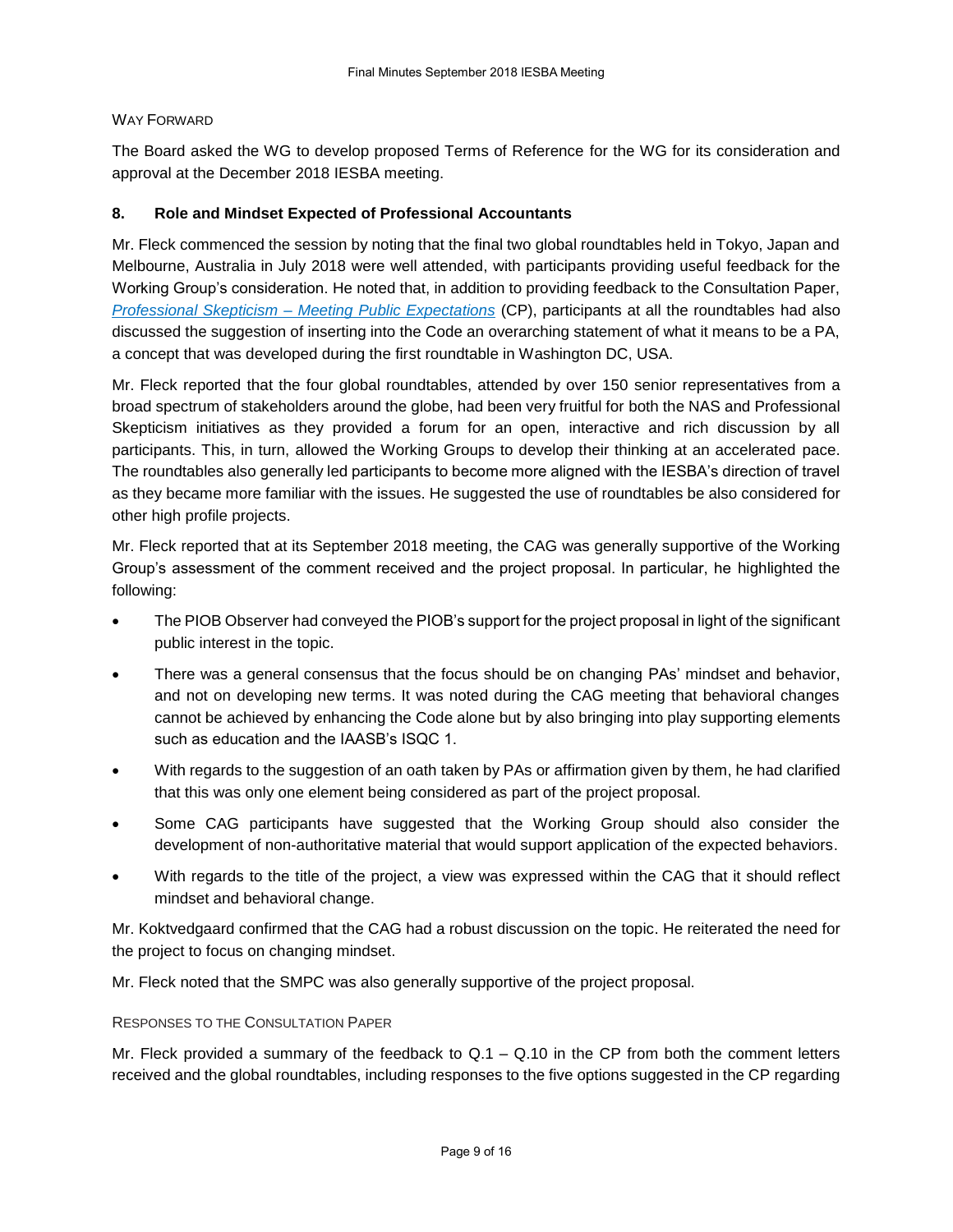WAY FORWARD

The Board asked the WG to develop proposed Terms of Reference for the WG for its consideration and approval at the December 2018 IESBA meeting.

### 8. Role and Mindset Expected of Professional Accountants

Mr. Fleck commenced the session by noting that the final two global roundtables held in Tokyo, Japan and Melbourne, Australia in July 2018 were well attended, with participants providing useful feedback for the Working Group's consideration. He noted that, in addition to providing feedback to the Consultation Paper, *Professional Skepticism – Meeting Public Expectations* (CP), participants at all the roundtables had also discussed the suggestion of inserting into the Code an overarching statement of what it means to be a PA, a concept that was developed during the first roundtable in Washington DC, USA.

Mr. Fleck reported that the four global roundtables, attended by over 150 senior representatives from a broad spectrum of stakeholders around the globe, had been very fruitful for both the NAS and Professional Skepticism initiatives as they provided a forum for an open, interactive and rich discussion by all participants. This, in turn, allowed the Working Groups to develop their thinking at an accelerated pace. The roundtables also generally led participants to become more aligned with the IESBA's direction of travel as they became more familiar with the issues. He suggested the use of roundtables be also considered for other high profile projects.

Mr. Fleck reported that at its September 2018 meeting, the CAG was generally supportive of the Working Group's assessment of the comment received and the project proposal. In particular, he highlighted the following:

- The PIOB Observer had conveyed the PIOB's support for the project proposal in light of the significant public interest in the topic.
- There was a general consensus that the focus should be on changing PAs' mindset and behavior, and not on developing new terms. It was noted during the CAG meeting that behavioral changes cannot be achieved by enhancing the Code alone but by also bringing into play supporting elements such as education and the IAASB's ISQC 1.
- With regards to the suggestion of an oath taken by PAs or affirmation given by them, he had clarified that this was only one element being considered as part of the project proposal.
- Some CAG participants have suggested that the Working Group should also consider the development of non-authoritative material that would support application of the expected behaviors.
- With regards to the title of the project, a view was expressed within the CAG that it should reflect mindset and behavioral change.

Mr. Koktvedgaard confirmed that the CAG had a robust discussion on the topic. He reiterated the need for the project to focus on changing mindset.

Mr. Fleck noted that the SMPC was also generally supportive of the project proposal.

RESPONSES TO THE CONSULTATION PAPER

Mr. Fleck provided a summary of the feedback to Q.1 – Q.10 in the CP from both the comment letters received and the global roundtables, including responses to the five options suggested in the CP regarding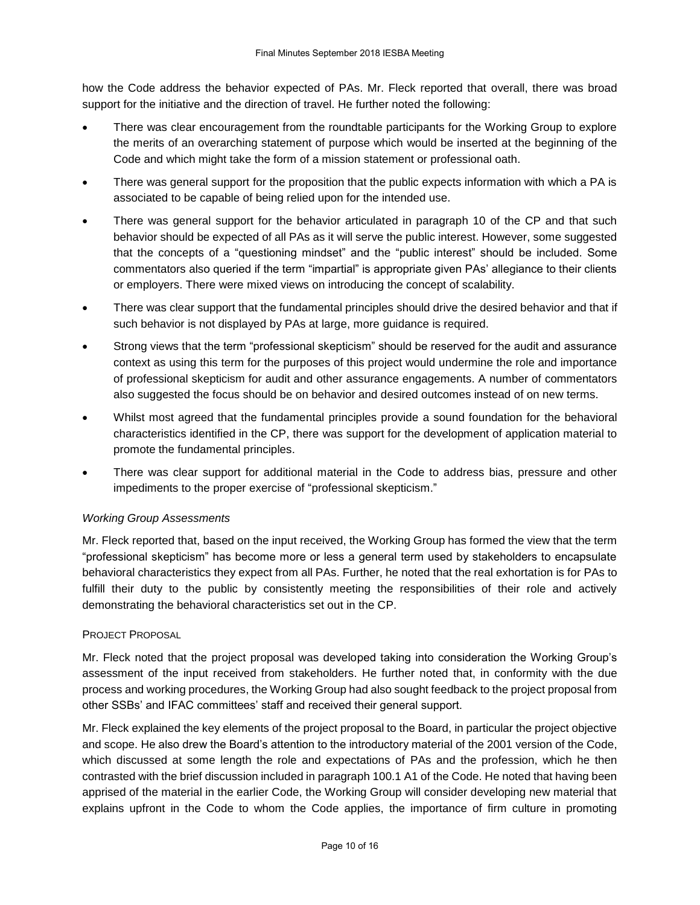how the Code address the behavior expected of PAs. Mr. Fleck reported that overall, there was broad support for the initiative and the direction of travel. He further noted the following:

- There was clear encouragement from the roundtable participants for the Working Group to explore the merits of an overarching statement of purpose which would be inserted at the beginning of the Code and which might take the form of a mission statement or professional oath.
- There was general support for the proposition that the public expects information with which a PA is associated to be capable of being relied upon for the intended use.
- There was general support for the behavior articulated in paragraph 10 of the CP and that such behavior should be expected of all PAs as it will serve the public interest. However, some suggested that the concepts of a "questioning mindset" and the "public interest" should be included. Some commentators also queried if the term "impartial" is appropriate given PAs' allegiance to their clients or employers. There were mixed views on introducing the concept of scalability.
- There was clear support that the fundamental principles should drive the desired behavior and that if such behavior is not displayed by PAs at large, more guidance is required.
- Strong views that the term "professional skepticism" should be reserved for the audit and assurance context as using this term for the purposes of this project would undermine the role and importance of professional skepticism for audit and other assurance engagements. A number of commentators also suggested the focus should be on behavior and desired outcomes instead of on new terms.
- Whilst most agreed that the fundamental principles provide a sound foundation for the behavioral characteristics identified in the CP, there was support for the development of application material to promote the fundamental principles.
- There was clear support for additional material in the Code to address bias, pressure and other impediments to the proper exercise of "professional skepticism."

*Working Group Assessments*

Mr. Fleck reported that, based on the input received, the Working Group has formed the view that the term "professional skepticism" has become more or less a general term used by stakeholders to encapsulate behavioral characteristics they expect from all PAs. Further, he noted that the real exhortation is for PAs to fulfill their duty to the public by consistently meeting the responsibilities of their role and actively demonstrating the behavioral characteristics set out in the CP.

#### PROJECT PROPOSAL

Mr. Fleck noted that the project proposal was developed taking into consideration the Working Group's assessment of the input received from stakeholders. He further noted that, in conformity with the due process and working procedures, the Working Group had also sought feedback to the project proposal from other SSBs' and IFAC committees' staff and received their general support.

Mr. Fleck explained the key elements of the project proposal to the Board, in particular the project objective and scope. He also drew the Board's attention to the introductory material of the 2001 version of the Code, which discussed at some length the role and expectations of PAs and the profession, which he then contrasted with the brief discussion included in paragraph 100.1 A1 of the Code. He noted that having been apprised of the material in the earlier Code, the Working Group will consider developing new material that explains upfront in the Code to whom the Code applies, the importance of firm culture in promoting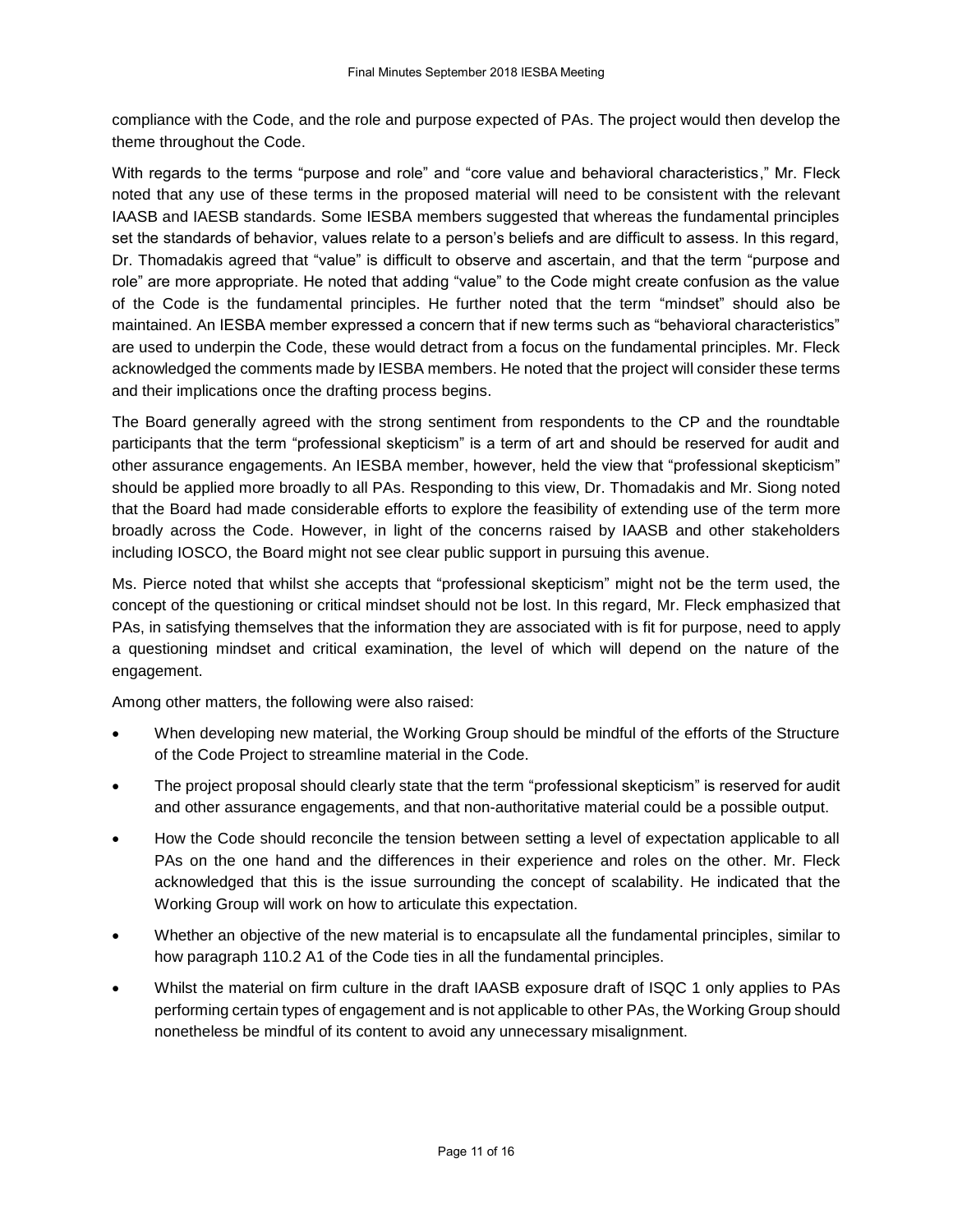compliance with the Code, and the role and purpose expected of PAs. The project would then develop the theme throughout the Code.

With regards to the terms "purpose and role" and "core value and behavioral characteristics," Mr. Fleck noted that any use of these terms in the proposed material will need to be consistent with the relevant IAASB and IAESB standards. Some IESBA members suggested that whereas the fundamental principles set the standards of behavior, values relate to a person's beliefs and are difficult to assess. In this regard, Dr. Thomadakis agreed that "value" is difficult to observe and ascertain, and that the term "purpose and role" are more appropriate. He noted that adding "value" to the Code might create confusion as the value of the Code is the fundamental principles. He further noted that the term "mindset" should also be maintained. An IESBA member expressed a concern that if new terms such as "behavioral characteristics" are used to underpin the Code, these would detract from a focus on the fundamental principles. Mr. Fleck acknowledged the comments made by IESBA members. He noted that the project will consider these terms and their implications once the drafting process begins.

The Board generally agreed with the strong sentiment from respondents to the CP and the roundtable participants that the term "professional skepticism" is a term of art and should be reserved for audit and other assurance engagements. An IESBA member, however, held the view that "professional skepticism" should be applied more broadly to all PAs. Responding to this view, Dr. Thomadakis and Mr. Siong noted that the Board had made considerable efforts to explore the feasibility of extending use of the term more broadly across the Code. However, in light of the concerns raised by IAASB and other stakeholders including IOSCO, the Board might not see clear public support in pursuing this avenue.

Ms. Pierce noted that whilst she accepts that "professional skepticism" might not be the term used, the concept of the questioning or critical mindset should not be lost. In this regard, Mr. Fleck emphasized that PAs, in satisfying themselves that the information they are associated with is fit for purpose, need to apply a questioning mindset and critical examination, the level of which will depend on the nature of the engagement.

Among other matters, the following were also raised:

- When developing new material, the Working Group should be mindful of the efforts of the Structure of the Code Project to streamline material in the Code.
- The project proposal should clearly state that the term "professional skepticism" is reserved for audit and other assurance engagements, and that non-authoritative material could be a possible output.
- How the Code should reconcile the tension between setting a level of expectation applicable to all PAs on the one hand and the differences in their experience and roles on the other. Mr. Fleck acknowledged that this is the issue surrounding the concept of scalability. He indicated that the Working Group will work on how to articulate this expectation.
- Whether an objective of the new material is to encapsulate all the fundamental principles, similar to how paragraph 110.2 A1 of the Code ties in all the fundamental principles.
- Whilst the material on firm culture in the draft IAASB exposure draft of ISQC 1 only applies to PAs performing certain types of engagement and is not applicable to other PAs, the Working Group should nonetheless be mindful of its content to avoid any unnecessary misalignment.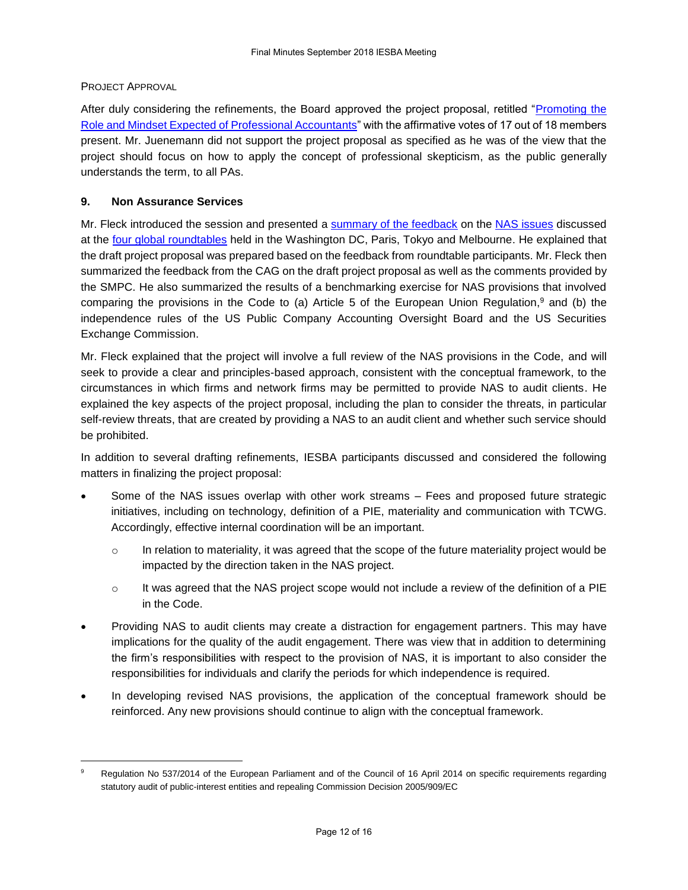PROJECT APPROVAL

After duly considering the refinements, the Board approved the project proposal, retitled "Promoting the Role and Mindset Expected of Professional Accountants" with the affirmative votes of 17 out of 18 members present. Mr. Juenemann did not support the project proposal as specified as he was of the view that the project should focus on how to apply the concept of professional skepticism, as the public generally understands the term, to all PAs.

## 9. Non Assurance Services

Mr. Fleck introduced the session and presented a summary of the feedback on the NAS issues discussed at the four global roundtables held in the Washington DC, Paris, Tokyo and Melbourne. He explained that the draft project proposal was prepared based on the feedback from roundtable participants. Mr. Fleck then summarized the feedback from the CAG on the draft project proposal as well as the comments provided by the SMPC. He also summarized the results of a benchmarking exercise for NAS provisions that involved comparing the provisions in the Code to (a) Article 5 of the European Union Regulation,[9] and (b) the independence rules of the US Public Company Accounting Oversight Board and the US Securities Exchange Commission.

Mr. Fleck explained that the project will involve a full review of the NAS provisions in the Code, and will seek to provide a clear and principles-based approach, consistent with the conceptual framework, to the circumstances in which firms and network firms may be permitted to provide NAS to audit clients. He explained the key aspects of the project proposal, including the plan to consider the threats, in particular self-review threats, that are created by providing a NAS to an audit client and whether such service should be prohibited.

In addition to several drafting refinements, IESBA participants discussed and considered the following matters in finalizing the project proposal:

- Some of the NAS issues overlap with other work streams – Fees and proposed future strategic initiatives, including on technology, definition of a PIE, materiality and communication with TCWG. Accordingly, effective internal coordination will be an important.
  - In relation to materiality, it was agreed that the scope of the future materiality project would be impacted by the direction taken in the NAS project.
  - It was agreed that the NAS project scope would not include a review of the definition of a PIE in the Code.
- Providing NAS to audit clients may create a distraction for engagement partners. This may have implications for the quality of the audit engagement. There was view that in addition to determining the firm's responsibilities with respect to the provision of NAS, it is important to also consider the responsibilities for individuals and clarify the periods for which independence is required.
- In developing revised NAS provisions, the application of the conceptual framework should be reinforced. Any new provisions should continue to align with the conceptual framework.

---

[9] Regulation No 537/2014 of the European Parliament and of the Council of 16 April 2014 on specific requirements regarding statutory audit of public-interest entities and repealing Commission Decision 2005/909/EC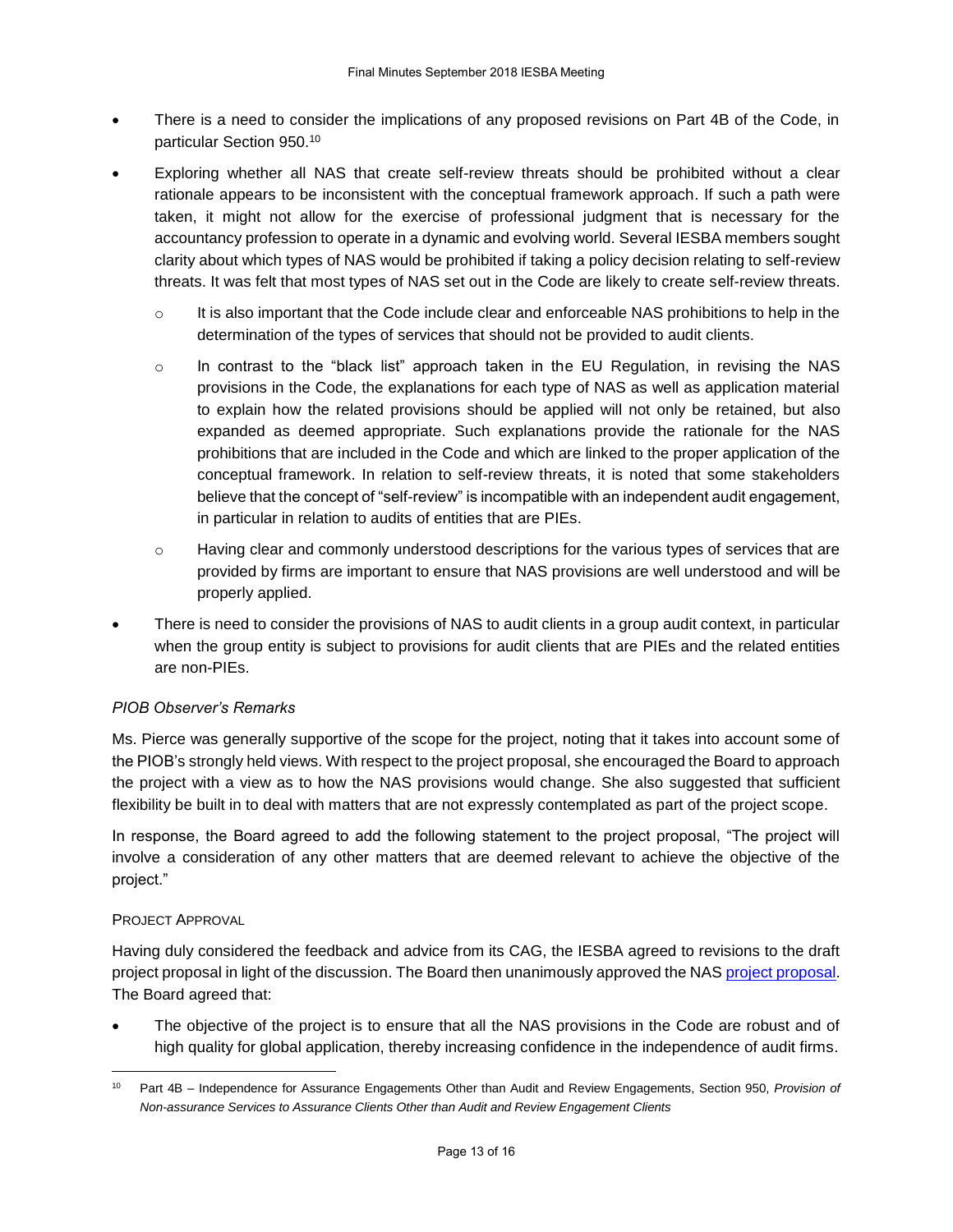- There is a need to consider the implications of any proposed revisions on Part 4B of the Code, in particular Section 950.[10]
- Exploring whether all NAS that create self-review threats should be prohibited without a clear rationale appears to be inconsistent with the conceptual framework approach. If such a path were taken, it might not allow for the exercise of professional judgment that is necessary for the accountancy profession to operate in a dynamic and evolving world. Several IESBA members sought clarity about which types of NAS would be prohibited if taking a policy decision relating to self-review threats. It was felt that most types of NAS set out in the Code are likely to create self-review threats.
    - It is also important that the Code include clear and enforceable NAS prohibitions to help in the determination of the types of services that should not be provided to audit clients.
    - In contrast to the "black list" approach taken in the EU Regulation, in revising the NAS provisions in the Code, the explanations for each type of NAS as well as application material to explain how the related provisions should be applied will not only be retained, but also expanded as deemed appropriate. Such explanations provide the rationale for the NAS prohibitions that are included in the Code and which are linked to the proper application of the conceptual framework. In relation to self-review threats, it is noted that some stakeholders believe that the concept of "self-review" is incompatible with an independent audit engagement, in particular in relation to audits of entities that are PIEs.
    - Having clear and commonly understood descriptions for the various types of services that are provided by firms are important to ensure that NAS provisions are well understood and will be properly applied.
- There is need to consider the provisions of NAS to audit clients in a group audit context, in particular when the group entity is subject to provisions for audit clients that are PIEs and the related entities are non-PIEs.

*PIOB Observer's Remarks*

Ms. Pierce was generally supportive of the scope for the project, noting that it takes into account some of the PIOB's strongly held views. With respect to the project proposal, she encouraged the Board to approach the project with a view as to how the NAS provisions would change. She also suggested that sufficient flexibility be built in to deal with matters that are not expressly contemplated as part of the project scope.

In response, the Board agreed to add the following statement to the project proposal, "The project will involve a consideration of any other matters that are deemed relevant to achieve the objective of the project."

PROJECT APPROVAL

Having duly considered the feedback and advice from its CAG, the IESBA agreed to revisions to the draft project proposal in light of the discussion. The Board then unanimously approved the NAS project proposal. The Board agreed that:

- The objective of the project is to ensure that all the NAS provisions in the Code are robust and of high quality for global application, thereby increasing confidence in the independence of audit firms.

[10] Part 4B – Independence for Assurance Engagements Other than Audit and Review Engagements, Section 950, *Provision of Non-assurance Services to Assurance Clients Other than Audit and Review Engagement Clients*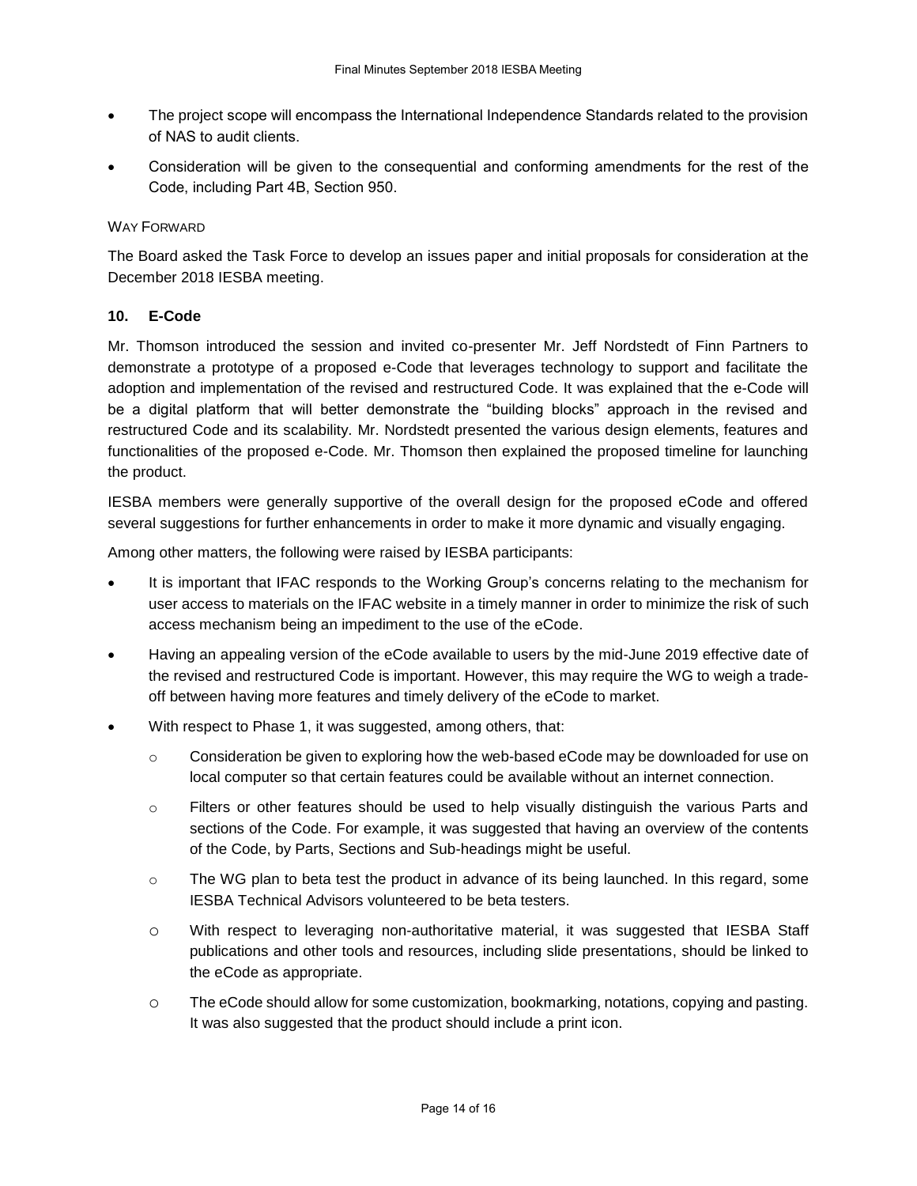- The project scope will encompass the International Independence Standards related to the provision of NAS to audit clients.
- Consideration will be given to the consequential and conforming amendments for the rest of the Code, including Part 4B, Section 950.

WAY FORWARD

The Board asked the Task Force to develop an issues paper and initial proposals for consideration at the December 2018 IESBA meeting.

### 10. E-Code

Mr. Thomson introduced the session and invited co-presenter Mr. Jeff Nordstedt of Finn Partners to demonstrate a prototype of a proposed e-Code that leverages technology to support and facilitate the adoption and implementation of the revised and restructured Code. It was explained that the e-Code will be a digital platform that will better demonstrate the "building blocks" approach in the revised and restructured Code and its scalability. Mr. Nordstedt presented the various design elements, features and functionalities of the proposed e-Code. Mr. Thomson then explained the proposed timeline for launching the product.

IESBA members were generally supportive of the overall design for the proposed eCode and offered several suggestions for further enhancements in order to make it more dynamic and visually engaging.

Among other matters, the following were raised by IESBA participants:

- It is important that IFAC responds to the Working Group's concerns relating to the mechanism for user access to materials on the IFAC website in a timely manner in order to minimize the risk of such access mechanism being an impediment to the use of the eCode.
- Having an appealing version of the eCode available to users by the mid-June 2019 effective date of the revised and restructured Code is important. However, this may require the WG to weigh a trade-off between having more features and timely delivery of the eCode to market.
- With respect to Phase 1, it was suggested, among others, that:
  - Consideration be given to exploring how the web-based eCode may be downloaded for use on local computer so that certain features could be available without an internet connection.
  - Filters or other features should be used to help visually distinguish the various Parts and sections of the Code. For example, it was suggested that having an overview of the contents of the Code, by Parts, Sections and Sub-headings might be useful.
  - The WG plan to beta test the product in advance of its being launched. In this regard, some IESBA Technical Advisors volunteered to be beta testers.
  - With respect to leveraging non-authoritative material, it was suggested that IESBA Staff publications and other tools and resources, including slide presentations, should be linked to the eCode as appropriate.
  - The eCode should allow for some customization, bookmarking, notations, copying and pasting. It was also suggested that the product should include a print icon.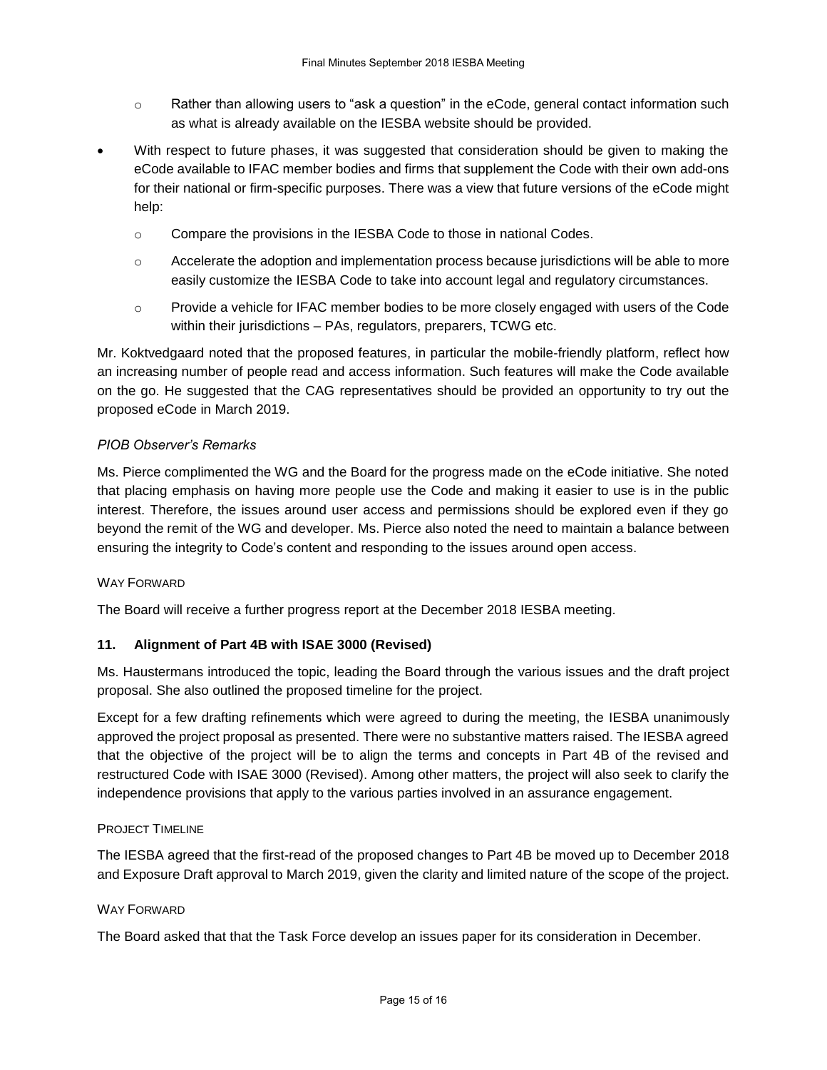- Rather than allowing users to "ask a question" in the eCode, general contact information such as what is already available on the IESBA website should be provided.
- With respect to future phases, it was suggested that consideration should be given to making the eCode available to IFAC member bodies and firms that supplement the Code with their own add-ons for their national or firm-specific purposes. There was a view that future versions of the eCode might help:
    - Compare the provisions in the IESBA Code to those in national Codes.
    - Accelerate the adoption and implementation process because jurisdictions will be able to more easily customize the IESBA Code to take into account legal and regulatory circumstances.
    - Provide a vehicle for IFAC member bodies to be more closely engaged with users of the Code within their jurisdictions – PAs, regulators, preparers, TCWG etc.

Mr. Koktvedgaard noted that the proposed features, in particular the mobile-friendly platform, reflect how an increasing number of people read and access information. Such features will make the Code available on the go. He suggested that the CAG representatives should be provided an opportunity to try out the proposed eCode in March 2019.

*PIOB Observer's Remarks*

Ms. Pierce complimented the WG and the Board for the progress made on the eCode initiative. She noted that placing emphasis on having more people use the Code and making it easier to use is in the public interest. Therefore, the issues around user access and permissions should be explored even if they go beyond the remit of the WG and developer. Ms. Pierce also noted the need to maintain a balance between ensuring the integrity to Code's content and responding to the issues around open access.

WAY FORWARD

The Board will receive a further progress report at the December 2018 IESBA meeting.

### 11. Alignment of Part 4B with ISAE 3000 (Revised)

Ms. Haustermans introduced the topic, leading the Board through the various issues and the draft project proposal. She also outlined the proposed timeline for the project.

Except for a few drafting refinements which were agreed to during the meeting, the IESBA unanimously approved the project proposal as presented. There were no substantive matters raised. The IESBA agreed that the objective of the project will be to align the terms and concepts in Part 4B of the revised and restructured Code with ISAE 3000 (Revised). Among other matters, the project will also seek to clarify the independence provisions that apply to the various parties involved in an assurance engagement.

PROJECT TIMELINE

The IESBA agreed that the first-read of the proposed changes to Part 4B be moved up to December 2018 and Exposure Draft approval to March 2019, given the clarity and limited nature of the scope of the project.

WAY FORWARD

The Board asked that that the Task Force develop an issues paper for its consideration in December.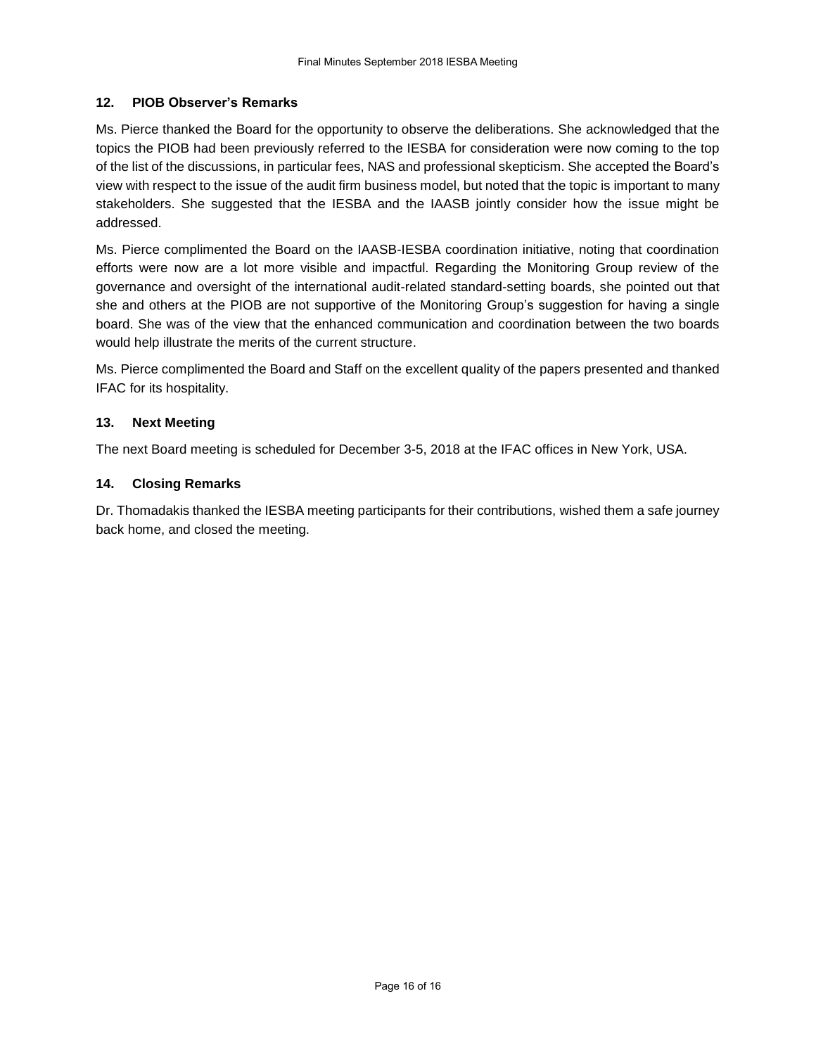### 12. PIOB Observer's Remarks

Ms. Pierce thanked the Board for the opportunity to observe the deliberations. She acknowledged that the topics the PIOB had been previously referred to the IESBA for consideration were now coming to the top of the list of the discussions, in particular fees, NAS and professional skepticism. She accepted the Board's view with respect to the issue of the audit firm business model, but noted that the topic is important to many stakeholders. She suggested that the IESBA and the IAASB jointly consider how the issue might be addressed.

Ms. Pierce complimented the Board on the IAASB-IESBA coordination initiative, noting that coordination efforts were now are a lot more visible and impactful. Regarding the Monitoring Group review of the governance and oversight of the international audit-related standard-setting boards, she pointed out that she and others at the PIOB are not supportive of the Monitoring Group's suggestion for having a single board. She was of the view that the enhanced communication and coordination between the two boards would help illustrate the merits of the current structure.

Ms. Pierce complimented the Board and Staff on the excellent quality of the papers presented and thanked IFAC for its hospitality.

### 13. Next Meeting

The next Board meeting is scheduled for December 3-5, 2018 at the IFAC offices in New York, USA.

### 14. Closing Remarks

Dr. Thomadakis thanked the IESBA meeting participants for their contributions, wished them a safe journey back home, and closed the meeting.